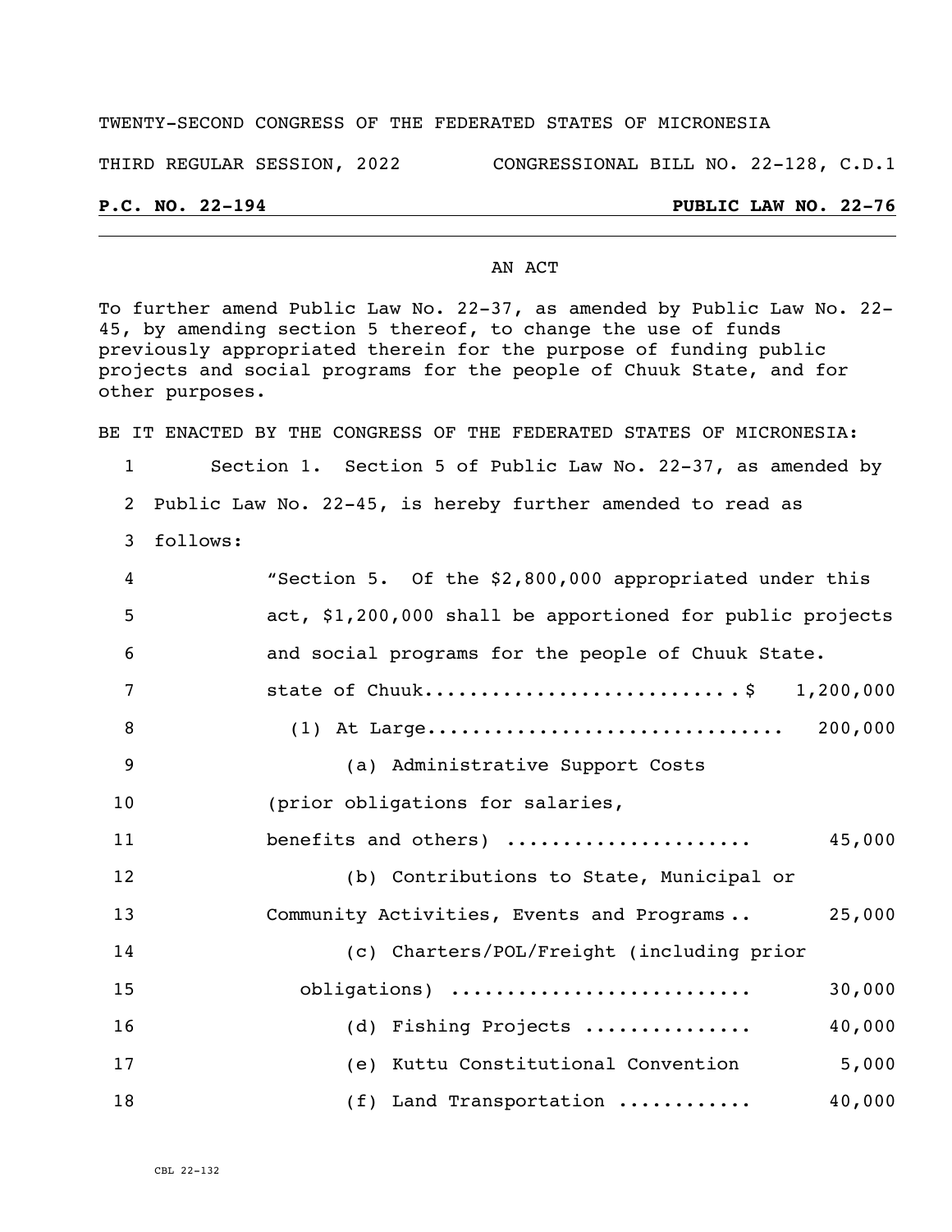TWENTY-SECOND CONGRESS OF THE FEDERATED STATES OF MICRONESIA

THIRD REGULAR SESSION, 2022 CONGRESSIONAL BILL NO. 22-128, C.D.1

**P.C. NO. 22-194 PUBLIC LAW NO. 22-76**

---

AN ACT

To further amend Public Law No. 22-37, as amended by Public Law No. 22-45, by amending section 5 thereof, to change the use of funds previously appropriated therein for the purpose of funding public projects and social programs for the people of Chuuk State, and for other purposes.

BE IT ENACTED BY THE CONGRESS OF THE FEDERATED STATES OF MICRONESIA:

1 Section 1. Section 5 of Public Law No. 22-37, as amended by
2 Public Law No. 22-45, is hereby further amended to read as
3 follows:

4 "Section 5. Of the $2,800,000 appropriated under this
5 act, $1,200,000 shall be apportioned for public projects
6 and social programs for the people of Chuuk State.

7 state of Chuuk............................$ 1,200,000
8 (1) At Large................................ 200,000
9 (a) Administrative Support Costs
10 (prior obligations for salaries,
11 benefits and others) ..................... 45,000
12 (b) Contributions to State, Municipal or
13 Community Activities, Events and Programs .. 25,000
14 (c) Charters/POL/Freight (including prior
15 obligations) .......................... 30,000
16 (d) Fishing Projects ............... 40,000
17 (e) Kuttu Constitutional Convention 5,000
18 (f) Land Transportation ............ 40,000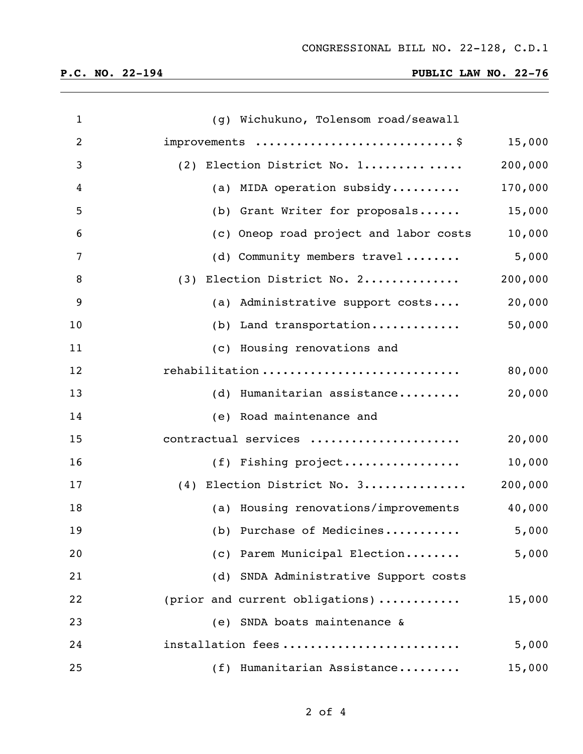(g) Wichukuno, Tolensom road/seawall improvements ............................$ 15,000

(2) Election District No. 1............. ..... 200,000

(a) MIDA operation subsidy.......... 170,000

(b) Grant Writer for proposals...... 15,000

(c) Oneop road project and labor costs 10,000

(d) Community members travel ........ 5,000

(3) Election District No. 2............. 200,000

(a) Administrative support costs.... 20,000

(b) Land transportation............ 50,000

(c) Housing renovations and rehabilitation ............................ 80,000

(d) Humanitarian assistance......... 20,000

(e) Road maintenance and contractual services ..................... 20,000

(f) Fishing project................. 10,000

(4) Election District No. 3.............. 200,000

(a) Housing renovations/improvements 40,000

(b) Purchase of Medicines........... 5,000

(c) Parem Municipal Election........ 5,000

(d) SNDA Administrative Support costs (prior and current obligations) ........... 15,000

(e) SNDA boats maintenance & installation fees ......................... 5,000

(f) Humanitarian Assistance......... 15,000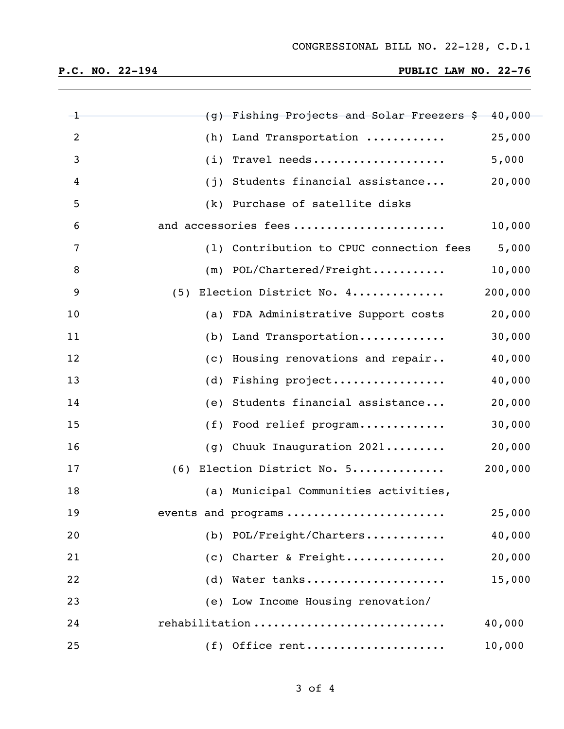(g) Fishing Projects and Solar Freezers $ 40,000

(h) Land Transportation ........... 25,000

(i) Travel needs.................... 5,000

(j) Students financial assistance... 20,000

(k) Purchase of satellite disks and accessories fees ...................... 10,000

(l) Contribution to CPUC connection fees 5,000

(m) POL/Chartered/Freight........... 10,000

(5) Election District No. 4............. 200,000

(a) FDA Administrative Support costs 20,000

(b) Land Transportation............ 30,000

(c) Housing renovations and repair.. 40,000

(d) Fishing project................ 40,000

(e) Students financial assistance... 20,000

(f) Food relief program............ 30,000

(g) Chuuk Inauguration 2021......... 20,000

(6) Election District No. 5............. 200,000

(a) Municipal Communities activities, events and programs ....................... 25,000

(b) POL/Freight/Charters............ 40,000

(c) Charter & Freight.............. 20,000

(d) Water tanks.................... 15,000

(e) Low Income Housing renovation/ rehabilitation ............................ 40,000

(f) Office rent.................... 10,000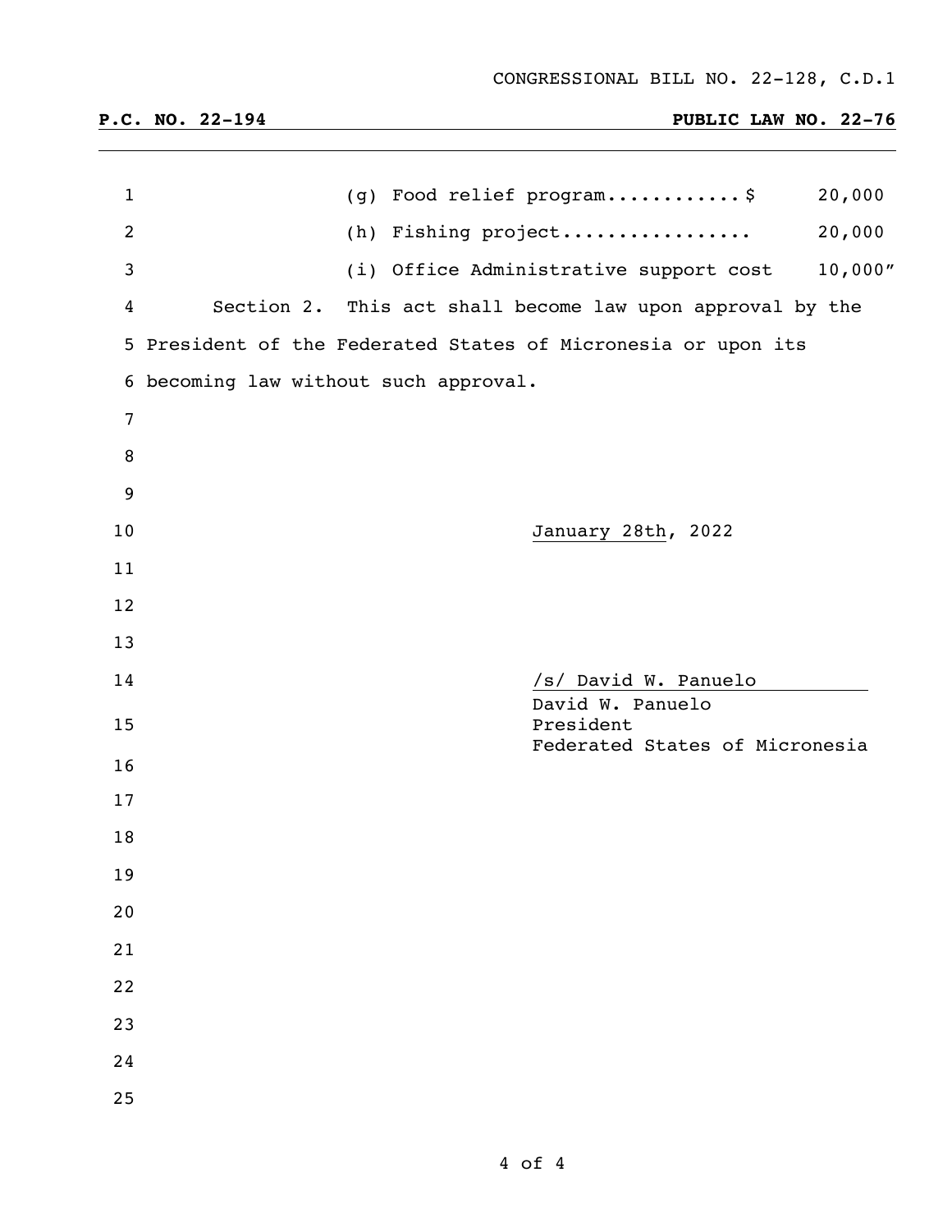CONGRESSIONAL BILL NO. 22-128, C.D.1

**P.C. NO. 22-194** **PUBLIC LAW NO. 22-76**

(g) Food relief program............$ 20,000

(h) Fishing project................ 20,000

(i) Office Administrative support cost 10,000"

Section 2. This act shall become law upon approval by the President of the Federated States of Micronesia or upon its becoming law without such approval.

January 28th, 2022

/s/ David W. Panuelo
David W. Panuelo
President
Federated States of Micronesia